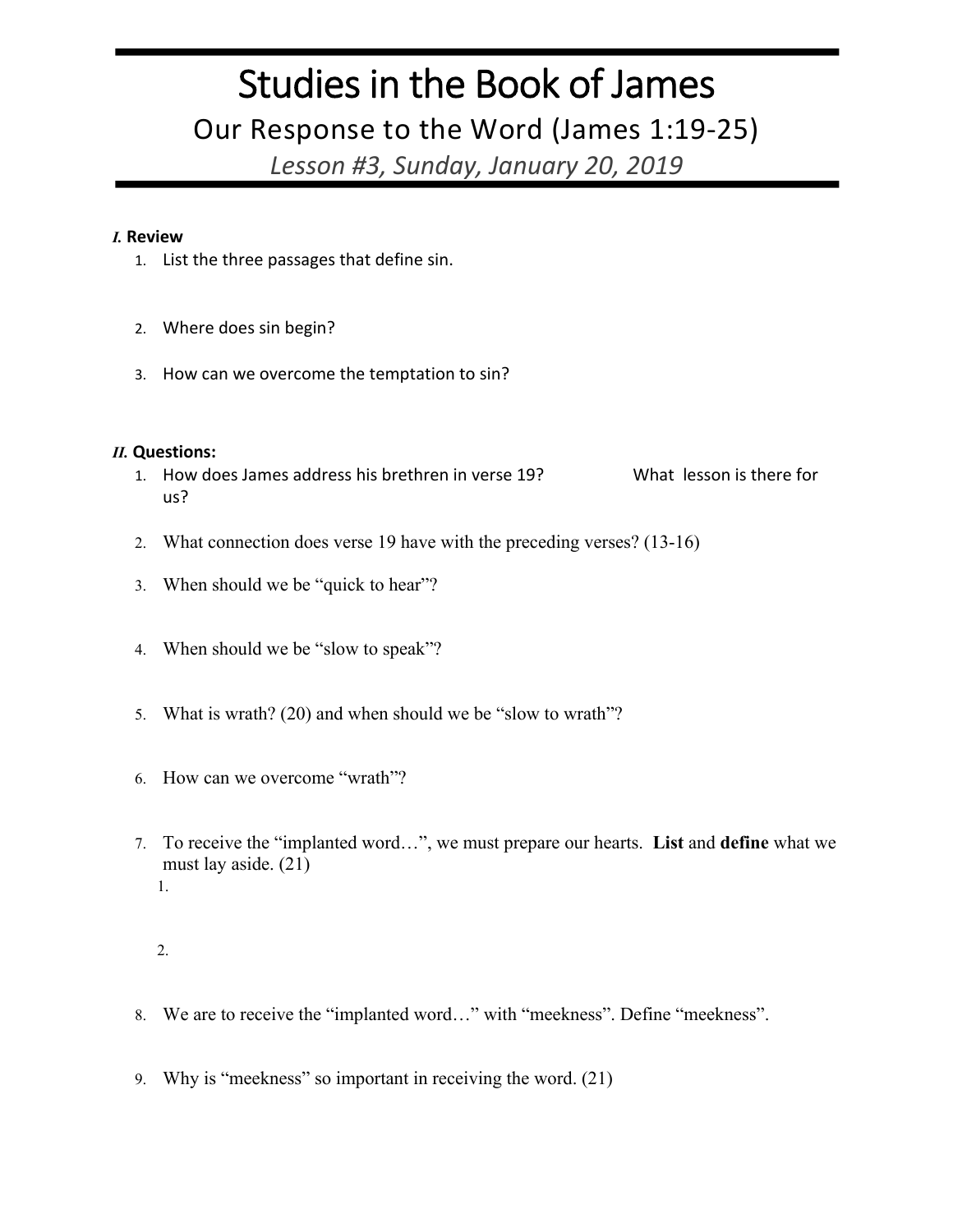# Studies in the Book of James

## Our Response to the Word (James 1:19-25)

*Lesson #3, Sunday, January 20, 2019*

***I.*** **Review**

1. List the three passages that define sin.
2. Where does sin begin?
3. How can we overcome the temptation to sin?

***II.*** **Questions:**

1. How does James address his brethren in verse 19? What lesson is there for us?
2. What connection does verse 19 have with the preceding verses? (13-16)
3. When should we be "quick to hear"?
4. When should we be "slow to speak"?
5. What is wrath? (20) and when should we be "slow to wrath"?
6. How can we overcome "wrath"?
7. To receive the "implanted word…", we must prepare our hearts. **List** and **define** what we must lay aside. (21)
   1.
   2.
8. We are to receive the "implanted word…" with "meekness". Define "meekness".
9. Why is "meekness" so important in receiving the word. (21)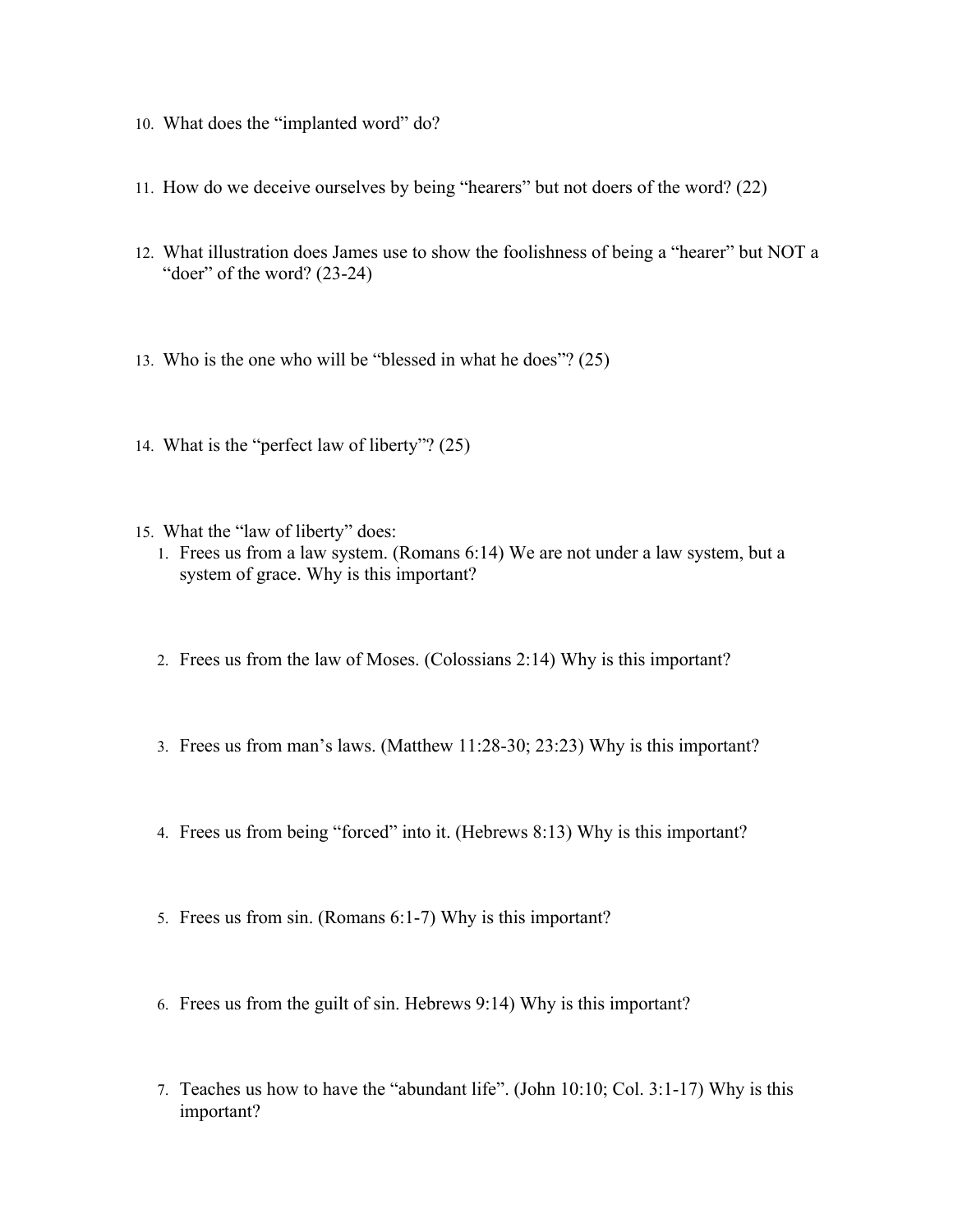10. What does the "implanted word" do?

11. How do we deceive ourselves by being "hearers" but not doers of the word? (22)

12. What illustration does James use to show the foolishness of being a "hearer" but NOT a "doer" of the word? (23-24)

13. Who is the one who will be "blessed in what he does"? (25)

14. What is the "perfect law of liberty"? (25)

15. What the "law of liberty" does:
    1. Frees us from a law system. (Romans 6:14) We are not under a law system, but a system of grace. Why is this important?

    2. Frees us from the law of Moses. (Colossians 2:14) Why is this important?

    3. Frees us from man's laws. (Matthew 11:28-30; 23:23) Why is this important?

    4. Frees us from being "forced" into it. (Hebrews 8:13) Why is this important?

    5. Frees us from sin. (Romans 6:1-7) Why is this important?

    6. Frees us from the guilt of sin. Hebrews 9:14) Why is this important?

    7. Teaches us how to have the "abundant life". (John 10:10; Col. 3:1-17) Why is this important?